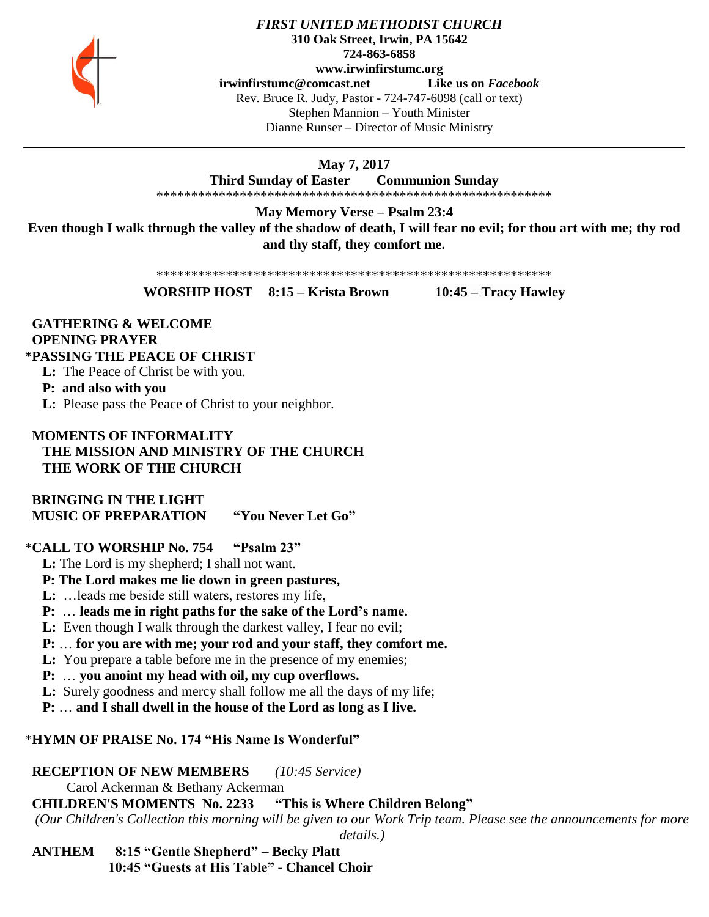***FIRST UNITED METHODIST CHURCH***
**310 Oak Street, Irwin, PA 15642**
**724-863-6858**
**www.irwinfirstumc.org**
**irwinfirstumc@comcast.net** **Like us on *Facebook***
Rev. Bruce R. Judy, Pastor - 724-747-6098 (call or text)
Stephen Mannion – Youth Minister
Dianne Runser – Director of Music Ministry

---

**May 7, 2017**
**Third Sunday of Easter Communion Sunday**

**************************************************************

**May Memory Verse – Psalm 23:4**
**Even though I walk through the valley of the shadow of death, I will fear no evil; for thou art with me; thy rod and thy staff, they comfort me.**

**************************************************************

**WORSHIP HOST 8:15 – Krista Brown 10:45 – Tracy Hawley**

**GATHERING & WELCOME**
**OPENING PRAYER**
***PASSING THE PEACE OF CHRIST**
**L:** The Peace of Christ be with you.
**P: and also with you**
**L:** Please pass the Peace of Christ to your neighbor.

**MOMENTS OF INFORMALITY**
**THE MISSION AND MINISTRY OF THE CHURCH**
**THE WORK OF THE CHURCH**

**BRINGING IN THE LIGHT**
**MUSIC OF PREPARATION "You Never Let Go"**

*__CALL TO WORSHIP No. 754 "Psalm 23"__
**L:** The Lord is my shepherd; I shall not want.
**P: The Lord makes me lie down in green pastures,**
**L:** …leads me beside still waters, restores my life,
**P:** … **leads me in right paths for the sake of the Lord's name.**
**L:** Even though I walk through the darkest valley, I fear no evil;
**P:** … **for you are with me; your rod and your staff, they comfort me.**
**L:** You prepare a table before me in the presence of my enemies;
**P:** … **you anoint my head with oil, my cup overflows.**
**L:** Surely goodness and mercy shall follow me all the days of my life;
**P:** … **and I shall dwell in the house of the Lord as long as I live.**

*__HYMN OF PRAISE No. 174 "His Name Is Wonderful"__

**RECEPTION OF NEW MEMBERS** *(10:45 Service)*
Carol Ackerman & Bethany Ackerman
**CHILDREN'S MOMENTS No. 2233 "This is Where Children Belong"**
*(Our Children's Collection this morning will be given to our Work Trip team. Please see the announcements for more details.)*
**ANTHEM 8:15 "Gentle Shepherd" – Becky Platt**
**10:45 "Guests at His Table" - Chancel Choir**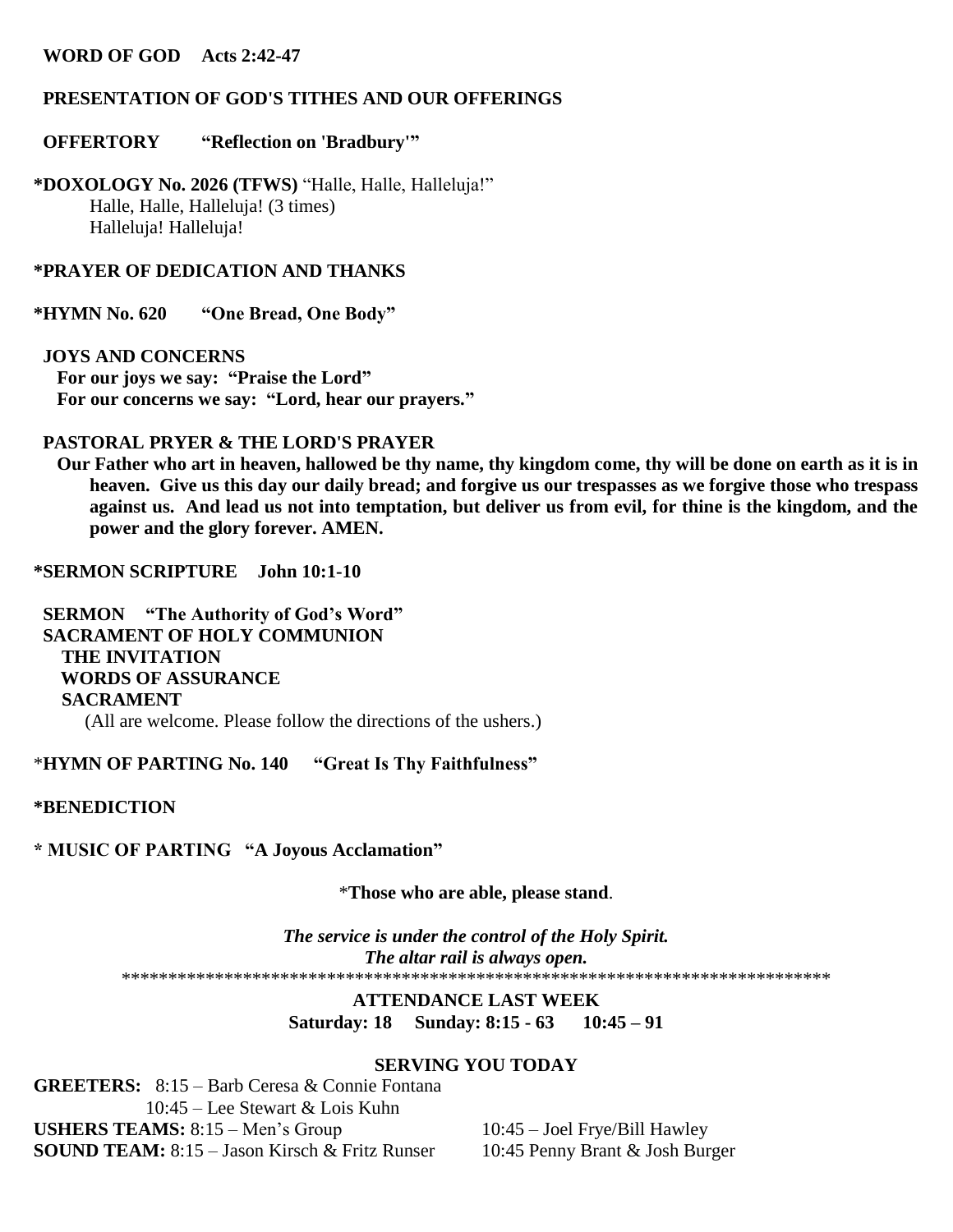**WORD OF GOD Acts 2:42-47**

**PRESENTATION OF GOD'S TITHES AND OUR OFFERINGS**

**OFFERTORY "Reflection on 'Bradbury'"**

***DOXOLOGY No. 2026 (TFWS)** "Halle, Halle, Halleluja!"
Halle, Halle, Halleluja! (3 times)
Halleluja! Halleluja!

***PRAYER OF DEDICATION AND THANKS**

***HYMN No. 620 "One Bread, One Body"**

**JOYS AND CONCERNS**
**For our joys we say: "Praise the Lord"**
**For our concerns we say: "Lord, hear our prayers."**

**PASTORAL PRYER & THE LORD'S PRAYER**
**Our Father who art in heaven, hallowed be thy name, thy kingdom come, thy will be done on earth as it is in heaven. Give us this day our daily bread; and forgive us our trespasses as we forgive those who trespass against us. And lead us not into temptation, but deliver us from evil, for thine is the kingdom, and the power and the glory forever. AMEN.**

***SERMON SCRIPTURE John 10:1-10**

**SERMON "The Authority of God's Word"**
**SACRAMENT OF HOLY COMMUNION**
**THE INVITATION**
**WORDS OF ASSURANCE**
**SACRAMENT**
(All are welcome. Please follow the directions of the ushers.)

***HYMN OF PARTING No. 140 "Great Is Thy Faithfulness"**

***BENEDICTION**

*** MUSIC OF PARTING "A Joyous Acclamation"**

***Those who are able, please stand**.

***The service is under the control of the Holy Spirit.***
***The altar rail is always open.***

*******************************************************************************

**ATTENDANCE LAST WEEK**
**Saturday: 18 Sunday: 8:15 - 63 10:45 – 91**

**SERVING YOU TODAY**

**GREETERS:** 8:15 – Barb Ceresa & Connie Fontana
10:45 – Lee Stewart & Lois Kuhn
**USHERS TEAMS:** 8:15 – Men's Group 10:45 – Joel Frye/Bill Hawley
**SOUND TEAM:** 8:15 – Jason Kirsch & Fritz Runser 10:45 Penny Brant & Josh Burger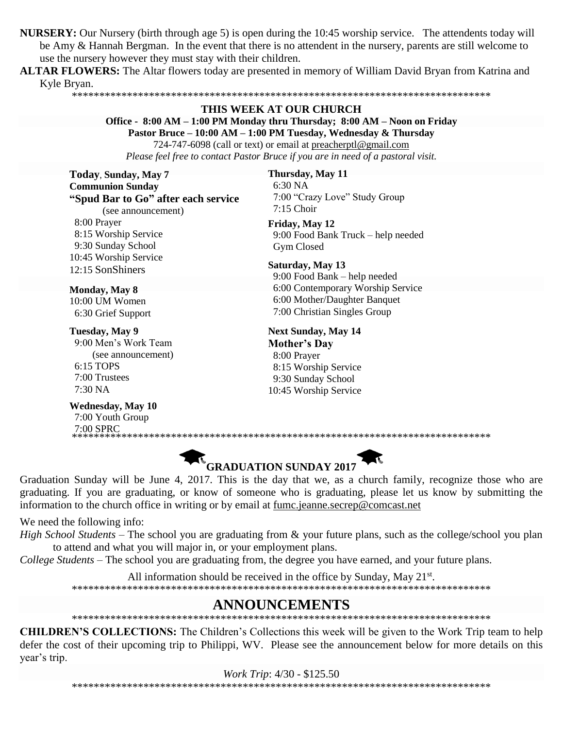**NURSERY:** Our Nursery (birth through age 5) is open during the 10:45 worship service. The attendents today will be Amy & Hannah Bergman. In the event that there is no attendent in the nursery, parents are still welcome to use the nursery however they must stay with their children.

**ALTAR FLOWERS:** The Altar flowers today are presented in memory of William David Bryan from Katrina and Kyle Bryan.

*******************************************************************************

## THIS WEEK AT OUR CHURCH

**Office - 8:00 AM – 1:00 PM Monday thru Thursday; 8:00 AM – Noon on Friday**
**Pastor Bruce – 10:00 AM – 1:00 PM Tuesday, Wednesday & Thursday**
724-747-6098 (call or text) or email at preacherptl@gmail.com
*Please feel free to contact Pastor Bruce if you are in need of a pastoral visit.*

**Today, Sunday, May 7**
**Communion Sunday**
**"Spud Bar to Go" after each service**
(see announcement)
8:00 Prayer
8:15 Worship Service
9:30 Sunday School
10:45 Worship Service
12:15 SonShiners

**Monday, May 8**
10:00 UM Women
6:30 Grief Support

**Tuesday, May 9**
9:00 Men's Work Team
(see announcement)
6:15 TOPS
7:00 Trustees
7:30 NA

**Wednesday, May 10**
7:00 Youth Group
7:00 SPRC

**Thursday, May 11**
6:30 NA
7:00 "Crazy Love" Study Group
7:15 Choir

**Friday, May 12**
9:00 Food Bank Truck – help needed
Gym Closed

**Saturday, May 13**
9:00 Food Bank – help needed
6:00 Contemporary Worship Service
6:00 Mother/Daughter Banquet
7:00 Christian Singles Group

**Next Sunday, May 14**
**Mother's Day**
8:00 Prayer
8:15 Worship Service
9:30 Sunday School
10:45 Worship Service

*******************************************************************************

## GRADUATION SUNDAY 2017

Graduation Sunday will be June 4, 2017. This is the day that we, as a church family, recognize those who are graduating. If you are graduating, or know of someone who is graduating, please let us know by submitting the information to the church office in writing or by email at fumc.jeanne.secrep@comcast.net

We need the following info:

*High School Students* – The school you are graduating from & your future plans, such as the college/school you plan to attend and what you will major in, or your employment plans.

*College Students* – The school you are graduating from, the degree you have earned, and your future plans.

All information should be received in the office by Sunday, May 21st.

*******************************************************************************

# ANNOUNCEMENTS

*******************************************************************************

**CHILDREN'S COLLECTIONS:** The Children's Collections this week will be given to the Work Trip team to help defer the cost of their upcoming trip to Philippi, WV. Please see the announcement below for more details on this year's trip.

*Work Trip*: 4/30 - $125.50

*******************************************************************************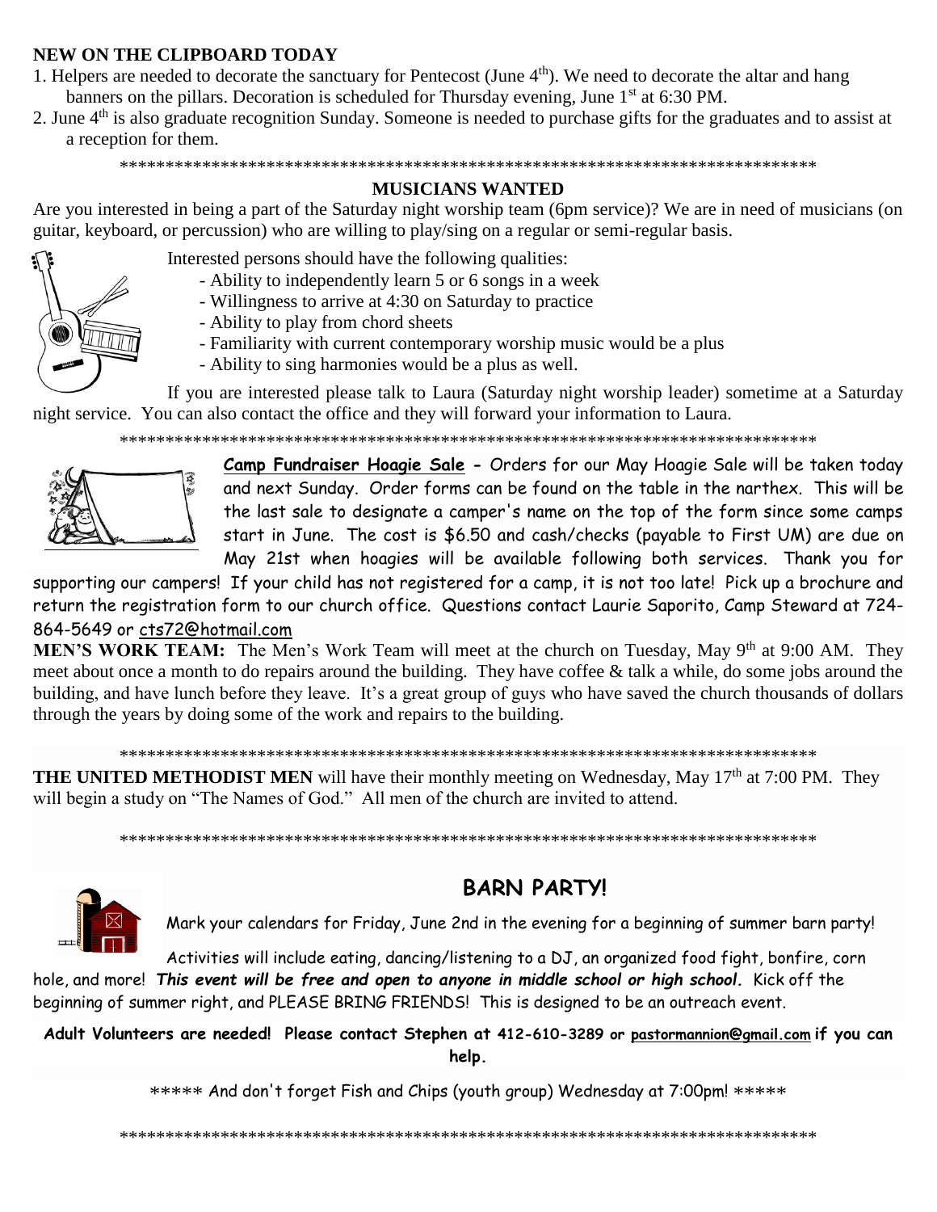**NEW ON THE CLIPBOARD TODAY**

1. Helpers are needed to decorate the sanctuary for Pentecost (June 4th). We need to decorate the altar and hang banners on the pillars. Decoration is scheduled for Thursday evening, June 1st at 6:30 PM.
2. June 4th is also graduate recognition Sunday. Someone is needed to purchase gifts for the graduates and to assist at a reception for them.

******************************************************************************

**MUSICIANS WANTED**

Are you interested in being a part of the Saturday night worship team (6pm service)? We are in need of musicians (on guitar, keyboard, or percussion) who are willing to play/sing on a regular or semi-regular basis.

Interested persons should have the following qualities:

- Ability to independently learn 5 or 6 songs in a week
- Willingness to arrive at 4:30 on Saturday to practice
- Ability to play from chord sheets
- Familiarity with current contemporary worship music would be a plus
- Ability to sing harmonies would be a plus as well.

If you are interested please talk to Laura (Saturday night worship leader) sometime at a Saturday night service. You can also contact the office and they will forward your information to Laura.

******************************************************************************

**Camp Fundraiser Hoagie Sale -** Orders for our May Hoagie Sale will be taken today and next Sunday. Order forms can be found on the table in the narthex. This will be the last sale to designate a camper's name on the top of the form since some camps start in June. The cost is $6.50 and cash/checks (payable to First UM) are due on May 21st when hoagies will be available following both services. Thank you for supporting our campers! If your child has not registered for a camp, it is not too late! Pick up a brochure and return the registration form to our church office. Questions contact Laurie Saporito, Camp Steward at 724-864-5649 or cts72@hotmail.com

**MEN'S WORK TEAM:** The Men's Work Team will meet at the church on Tuesday, May 9th at 9:00 AM. They meet about once a month to do repairs around the building. They have coffee & talk a while, do some jobs around the building, and have lunch before they leave. It's a great group of guys who have saved the church thousands of dollars through the years by doing some of the work and repairs to the building.

******************************************************************************

**THE UNITED METHODIST MEN** will have their monthly meeting on Wednesday, May 17th at 7:00 PM. They will begin a study on "The Names of God." All men of the church are invited to attend.

******************************************************************************

## BARN PARTY!

Mark your calendars for Friday, June 2nd in the evening for a beginning of summer barn party!

Activities will include eating, dancing/listening to a DJ, an organized food fight, bonfire, corn hole, and more! ***This event will be free and open to anyone in middle school or high school.*** Kick off the beginning of summer right, and PLEASE BRING FRIENDS! This is designed to be an outreach event.

**Adult Volunteers are needed! Please contact Stephen at 412-610-3289 or pastormannion@gmail.com if you can help.**

***** And don't forget Fish and Chips (youth group) Wednesday at 7:00pm! *****

******************************************************************************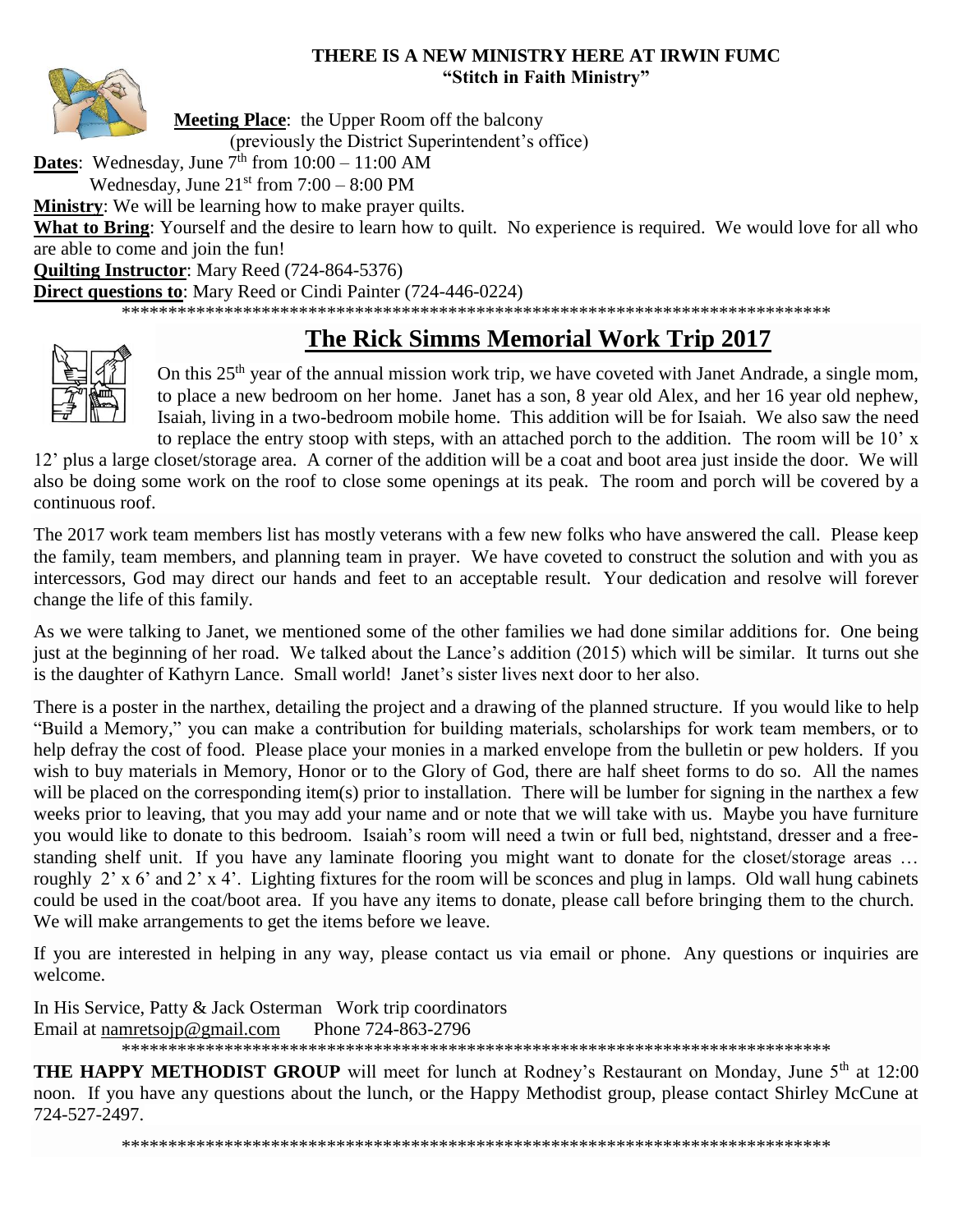**THERE IS A NEW MINISTRY HERE AT IRWIN FUMC**
**"Stitch in Faith Ministry"**

**Meeting Place**: the Upper Room off the balcony
(previously the District Superintendent's office)

**Dates**: Wednesday, June 7th from 10:00 – 11:00 AM
Wednesday, June 21st from 7:00 – 8:00 PM

**Ministry**: We will be learning how to make prayer quilts.

**What to Bring**: Yourself and the desire to learn how to quilt. No experience is required. We would love for all who are able to come and join the fun!

**Quilting Instructor**: Mary Reed (724-864-5376)

**Direct questions to**: Mary Reed or Cindi Painter (724-446-0224)

******************************************************************************

## The Rick Simms Memorial Work Trip 2017

On this 25th year of the annual mission work trip, we have coveted with Janet Andrade, a single mom, to place a new bedroom on her home. Janet has a son, 8 year old Alex, and her 16 year old nephew, Isaiah, living in a two-bedroom mobile home. This addition will be for Isaiah. We also saw the need to replace the entry stoop with steps, with an attached porch to the addition. The room will be 10' x 12' plus a large closet/storage area. A corner of the addition will be a coat and boot area just inside the door. We will also be doing some work on the roof to close some openings at its peak. The room and porch will be covered by a continuous roof.

The 2017 work team members list has mostly veterans with a few new folks who have answered the call. Please keep the family, team members, and planning team in prayer. We have coveted to construct the solution and with you as intercessors, God may direct our hands and feet to an acceptable result. Your dedication and resolve will forever change the life of this family.

As we were talking to Janet, we mentioned some of the other families we had done similar additions for. One being just at the beginning of her road. We talked about the Lance's addition (2015) which will be similar. It turns out she is the daughter of Kathyrn Lance. Small world! Janet's sister lives next door to her also.

There is a poster in the narthex, detailing the project and a drawing of the planned structure. If you would like to help "Build a Memory," you can make a contribution for building materials, scholarships for work team members, or to help defray the cost of food. Please place your monies in a marked envelope from the bulletin or pew holders. If you wish to buy materials in Memory, Honor or to the Glory of God, there are half sheet forms to do so. All the names will be placed on the corresponding item(s) prior to installation. There will be lumber for signing in the narthex a few weeks prior to leaving, that you may add your name and or note that we will take with us. Maybe you have furniture you would like to donate to this bedroom. Isaiah's room will need a twin or full bed, nightstand, dresser and a free-standing shelf unit. If you have any laminate flooring you might want to donate for the closet/storage areas … roughly 2' x 6' and 2' x 4'. Lighting fixtures for the room will be sconces and plug in lamps. Old wall hung cabinets could be used in the coat/boot area. If you have any items to donate, please call before bringing them to the church. We will make arrangements to get the items before we leave.

If you are interested in helping in any way, please contact us via email or phone. Any questions or inquiries are welcome.

In His Service, Patty & Jack Osterman Work trip coordinators
Email at namretsojp@gmail.com Phone 724-863-2796

******************************************************************************

**THE HAPPY METHODIST GROUP** will meet for lunch at Rodney's Restaurant on Monday, June 5th at 12:00 noon. If you have any questions about the lunch, or the Happy Methodist group, please contact Shirley McCune at 724-527-2497.

******************************************************************************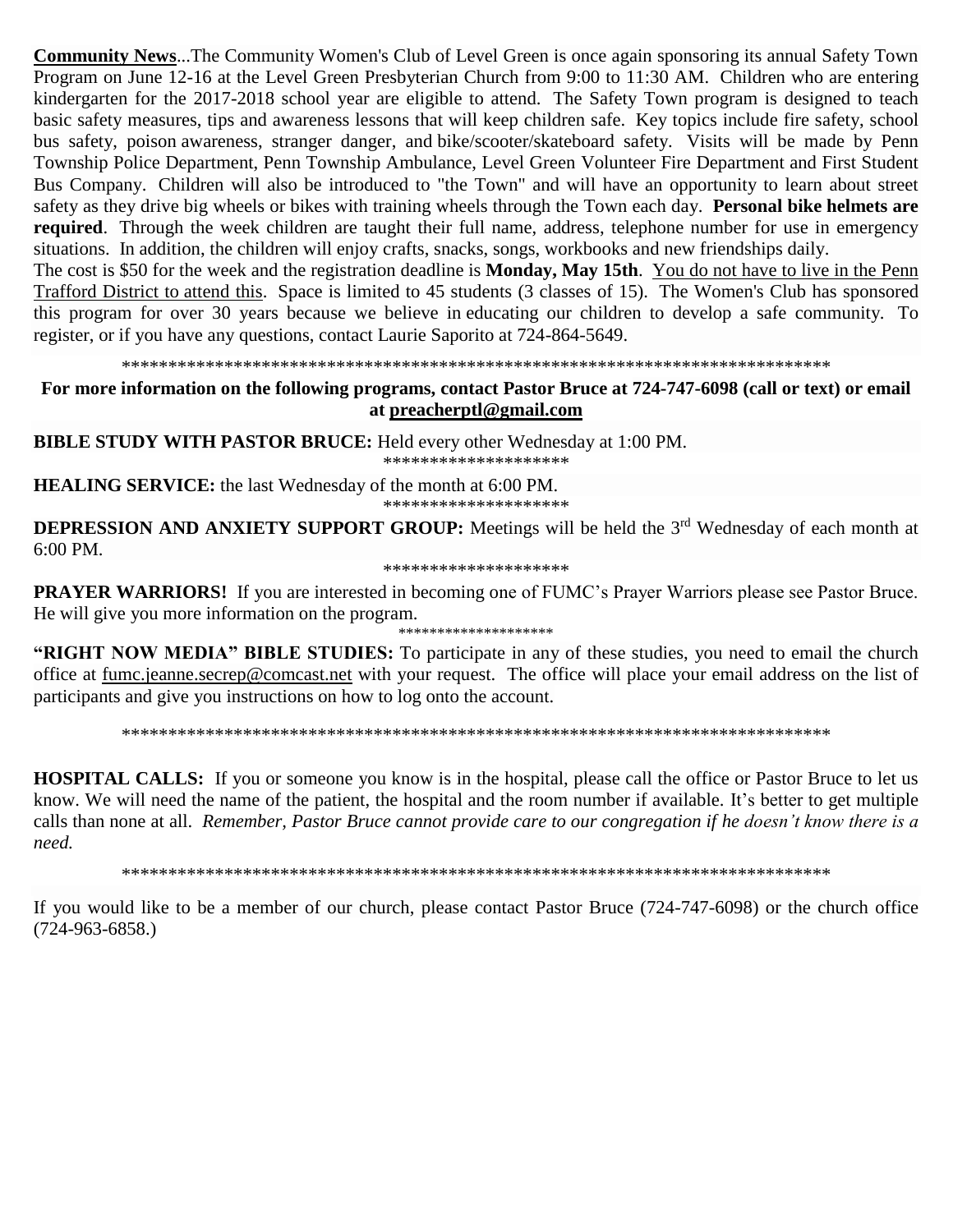**<u>Community News</u>**...The Community Women's Club of Level Green is once again sponsoring its annual Safety Town Program on June 12-16 at the Level Green Presbyterian Church from 9:00 to 11:30 AM. Children who are entering kindergarten for the 2017-2018 school year are eligible to attend. The Safety Town program is designed to teach basic safety measures, tips and awareness lessons that will keep children safe. Key topics include fire safety, school bus safety, poison awareness, stranger danger, and bike/scooter/skateboard safety. Visits will be made by Penn Township Police Department, Penn Township Ambulance, Level Green Volunteer Fire Department and First Student Bus Company. Children will also be introduced to "the Town" and will have an opportunity to learn about street safety as they drive big wheels or bikes with training wheels through the Town each day. **Personal bike helmets are required**. Through the week children are taught their full name, address, telephone number for use in emergency situations. In addition, the children will enjoy crafts, snacks, songs, workbooks and new friendships daily.

The cost is $50 for the week and the registration deadline is **Monday, May 15th**. <u>You do not have to live in the Penn Trafford District to attend this</u>. Space is limited to 45 students (3 classes of 15). The Women's Club has sponsored this program for over 30 years because we believe in educating our children to develop a safe community. To register, or if you have any questions, contact Laurie Saporito at 724-864-5649.

********************************************************************************

**For more information on the following programs, contact Pastor Bruce at 724-747-6098 (call or text) or email at <u>preacherptl@gmail.com</u>**

**BIBLE STUDY WITH PASTOR BRUCE:** Held every other Wednesday at 1:00 PM.

********************

**HEALING SERVICE:** the last Wednesday of the month at 6:00 PM.

********************

**DEPRESSION AND ANXIETY SUPPORT GROUP:** Meetings will be held the 3rd Wednesday of each month at 6:00 PM.

********************

**PRAYER WARRIORS!** If you are interested in becoming one of FUMC's Prayer Warriors please see Pastor Bruce. He will give you more information on the program.

********************

**"RIGHT NOW MEDIA" BIBLE STUDIES:** To participate in any of these studies, you need to email the church office at <u>fumc.jeanne.secrep@comcast.net</u> with your request. The office will place your email address on the list of participants and give you instructions on how to log onto the account.

********************************************************************************

**HOSPITAL CALLS:** If you or someone you know is in the hospital, please call the office or Pastor Bruce to let us know. We will need the name of the patient, the hospital and the room number if available. It's better to get multiple calls than none at all. *Remember, Pastor Bruce cannot provide care to our congregation if he doesn't know there is a need.*

********************************************************************************

If you would like to be a member of our church, please contact Pastor Bruce (724-747-6098) or the church office (724-963-6858.)